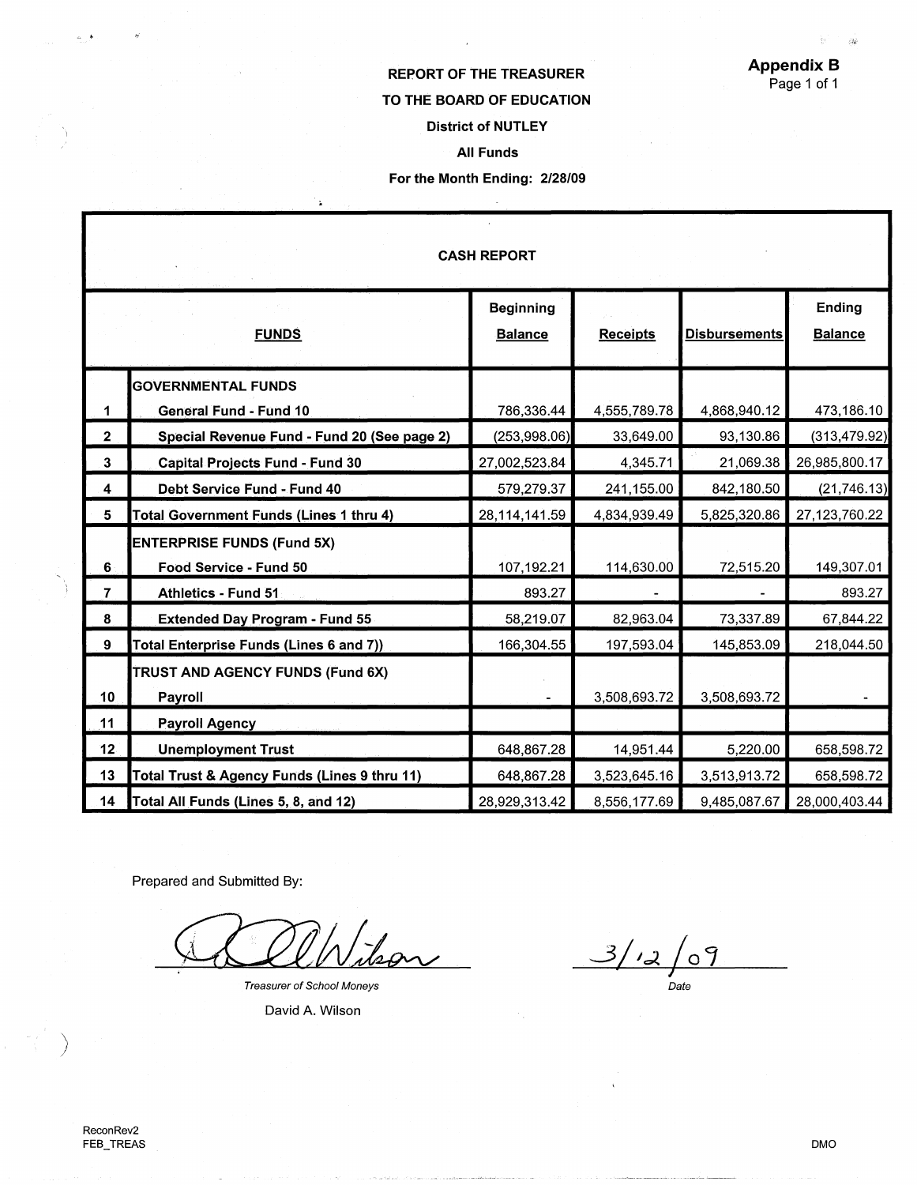**Appendix B**
Page 1 of 1

# REPORT OF THE TREASURER
## TO THE BOARD OF EDUCATION
### District of NUTLEY
### All Funds
### For the Month Ending: 2/28/09

**CASH REPORT**

| | FUNDS | Beginning Balance | Receipts | Disbursements | Ending Balance |
|---|---|---|---|---|---|
| | **GOVERNMENTAL FUNDS** | | | | |
| 1 | General Fund - Fund 10 | 786,336.44 | 4,555,789.78 | 4,868,940.12 | 473,186.10 |
| 2 | Special Revenue Fund - Fund 20 (See page 2) | (253,998.06) | 33,649.00 | 93,130.86 | (313,479.92) |
| 3 | Capital Projects Fund - Fund 30 | 27,002,523.84 | 4,345.71 | 21,069.38 | 26,985,800.17 |
| 4 | Debt Service Fund - Fund 40 | 579,279.37 | 241,155.00 | 842,180.50 | (21,746.13) |
| 5 | Total Government Funds (Lines 1 thru 4) | 28,114,141.59 | 4,834,939.49 | 5,825,320.86 | 27,123,760.22 |
| | **ENTERPRISE FUNDS (Fund 5X)** | | | | |
| 6 | Food Service - Fund 50 | 107,192.21 | 114,630.00 | 72,515.20 | 149,307.01 |
| 7 | Athletics - Fund 51 | 893.27 | - | - | 893.27 |
| 8 | Extended Day Program - Fund 55 | 58,219.07 | 82,963.04 | 73,337.89 | 67,844.22 |
| 9 | Total Enterprise Funds (Lines 6 and 7)) | 166,304.55 | 197,593.04 | 145,853.09 | 218,044.50 |
| | **TRUST AND AGENCY FUNDS (Fund 6X)** | | | | |
| 10 | Payroll | - | 3,508,693.72 | 3,508,693.72 | - |
| 11 | Payroll Agency | | | | |
| 12 | Unemployment Trust | 648,867.28 | 14,951.44 | 5,220.00 | 658,598.72 |
| 13 | Total Trust & Agency Funds (Lines 9 thru 11) | 648,867.28 | 3,523,645.16 | 3,513,913.72 | 658,598.72 |
| 14 | Total All Funds (Lines 5, 8, and 12) | 28,929,313.42 | 8,556,177.69 | 9,485,087.67 | 28,000,403.44 |

Prepared and Submitted By:

*Treasurer of School Moneys*
David A. Wilson

Date: 3/12/09

ReconRev2
FEB_TREAS

DMO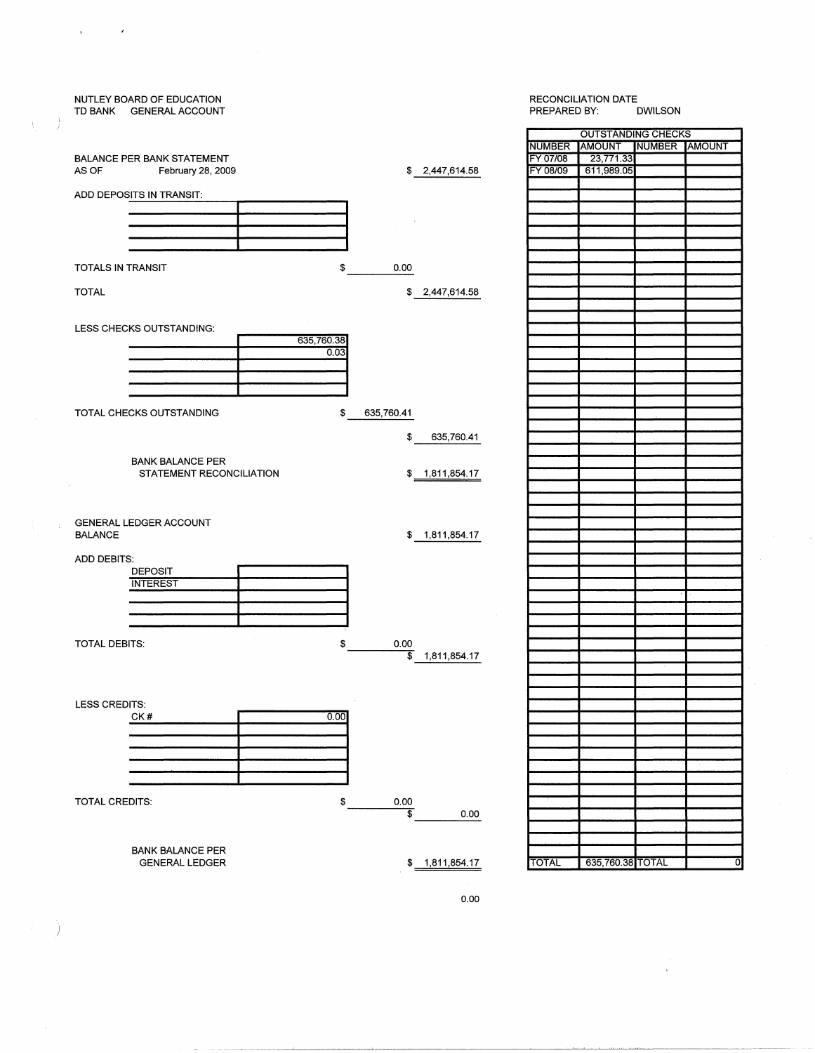NUTLEY BOARD OF EDUCATION
TD BANK GENERAL ACCOUNT

RECONCILIATION DATE
PREPARED BY: DWILSON

| | | |
|---|---|---|
| BALANCE PER BANK STATEMENT AS OF February 28, 2009 | | $ 2,447,614.58 |
| ADD DEPOSITS IN TRANSIT: | | |
| TOTALS IN TRANSIT | $ 0.00 | |
| TOTAL | | $ 2,447,614.58 |
| LESS CHECKS OUTSTANDING: | | |
| 635,760.38 | | |
| 0.03 | | |
| TOTAL CHECKS OUTSTANDING | $ 635,760.41 | |
| | | $ 635,760.41 |
| BANK BALANCE PER STATEMENT RECONCILIATION | | $ 1,811,854.17 |
| GENERAL LEDGER ACCOUNT BALANCE | | $ 1,811,854.17 |
| ADD DEBITS: | | |
| DEPOSIT | | |
| INTEREST | | |
| TOTAL DEBITS: | $ 0.00 | |
| | | $ 1,811,854.17 |
| LESS CREDITS: | | |
| CK # | 0.00 | |
| TOTAL CREDITS: | $ 0.00 | |
| | | $ 0.00 |
| BANK BALANCE PER GENERAL LEDGER | | $ 1,811,854.17 |

0.00

| OUTSTANDING CHECKS | | | |
|---|---|---|---|
| NUMBER | AMOUNT | NUMBER | AMOUNT |
| FY 07/08 | 23,771.33 | | |
| FY 08/09 | 611,989.05 | | |
| TOTAL | 635,760.38 | TOTAL | 0 |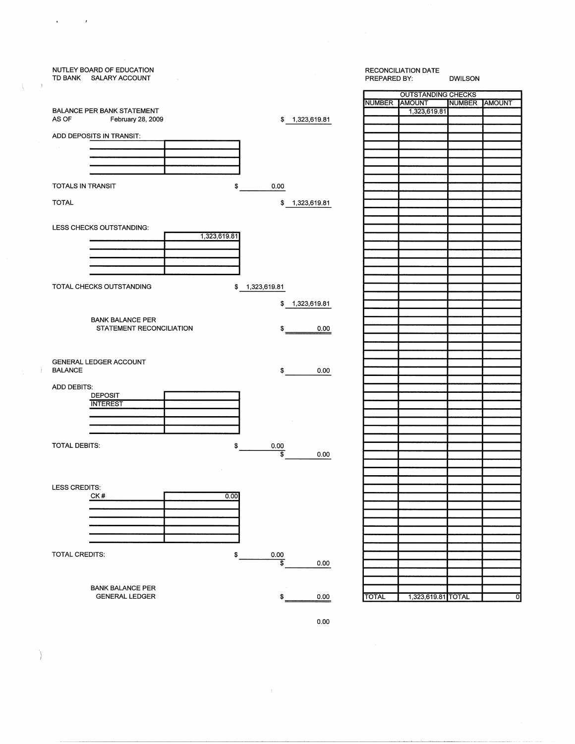NUTLEY BOARD OF EDUCATION
TD BANK SALARY ACCOUNT

RECONCILIATION DATE
PREPARED BY: DWILSON

BALANCE PER BANK STATEMENT
AS OF February 28, 2009 — $ 1,323,619.81

ADD DEPOSITS IN TRANSIT:

| | |
|---|---|
| | |
| | |
| | |
| | |

TOTALS IN TRANSIT — $ 0.00

TOTAL — $ 1,323,619.81

LESS CHECKS OUTSTANDING:

| | |
|---|---|
| | 1,323,619.81 |
| | |
| | |
| | |
| | |

TOTAL CHECKS OUTSTANDING — $ 1,323,619.81

$ 1,323,619.81

BANK BALANCE PER STATEMENT RECONCILIATION — $ 0.00

GENERAL LEDGER ACCOUNT BALANCE — $ 0.00

ADD DEBITS:

| | |
|---|---|
| DEPOSIT | |
| INTEREST | |
| | |
| | |
| | |

TOTAL DEBITS: — $ 0.00 — $ 0.00

LESS CREDITS:

| | |
|---|---|
| CK # | 0.00 |
| | |
| | |
| | |
| | |
| | |

TOTAL CREDITS: — $ 0.00 — $ 0.00

BANK BALANCE PER GENERAL LEDGER — $ 0.00

0.00

| OUTSTANDING CHECKS | | | |
|---|---|---|---|
| NUMBER | AMOUNT | NUMBER | AMOUNT |
| | 1,323,619.81 | | |
| TOTAL | 1,323,619.81 | TOTAL | 0 |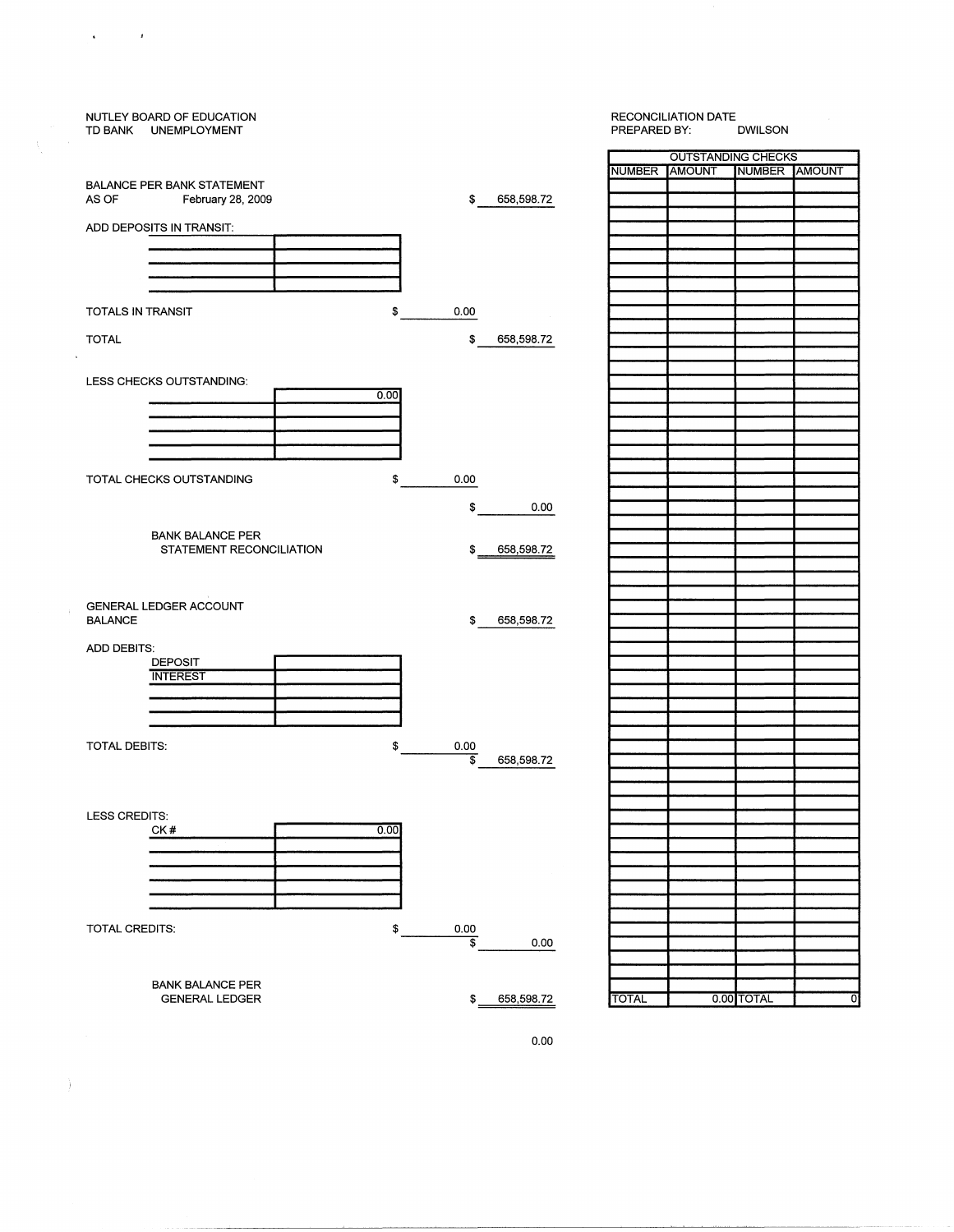NUTLEY BOARD OF EDUCATION
TD BANK UNEMPLOYMENT

RECONCILIATION DATE
PREPARED BY: DWILSON

BALANCE PER BANK STATEMENT
AS OF February 28, 2009 $ 658,598.72

ADD DEPOSITS IN TRANSIT:

| | |
|---|---|
| | |
| | |
| | |
| | |

TOTALS IN TRANSIT $ 0.00

TOTAL $ 658,598.72

LESS CHECKS OUTSTANDING:

| | |
|---|---|
| | 0.00 |
| | |
| | |
| | |
| | |

TOTAL CHECKS OUTSTANDING $ 0.00

$ 0.00

BANK BALANCE PER
STATEMENT RECONCILIATION $ 658,598.72

GENERAL LEDGER ACCOUNT
BALANCE $ 658,598.72

ADD DEBITS:

| | |
|---|---|
| DEPOSIT | |
| INTEREST | |
| | |
| | |
| | |

TOTAL DEBITS: $ 0.00

$ 658,598.72

LESS CREDITS:

| | |
|---|---|
| CK # | 0.00 |
| | |
| | |
| | |
| | |
| | |

TOTAL CREDITS: $ 0.00

$ 0.00

BANK BALANCE PER
GENERAL LEDGER $ 658,598.72

0.00

| OUTSTANDING CHECKS | | | |
|---|---|---|---|
| NUMBER | AMOUNT | NUMBER | AMOUNT |
| | | | |
| TOTAL | 0.00 | TOTAL | 0 |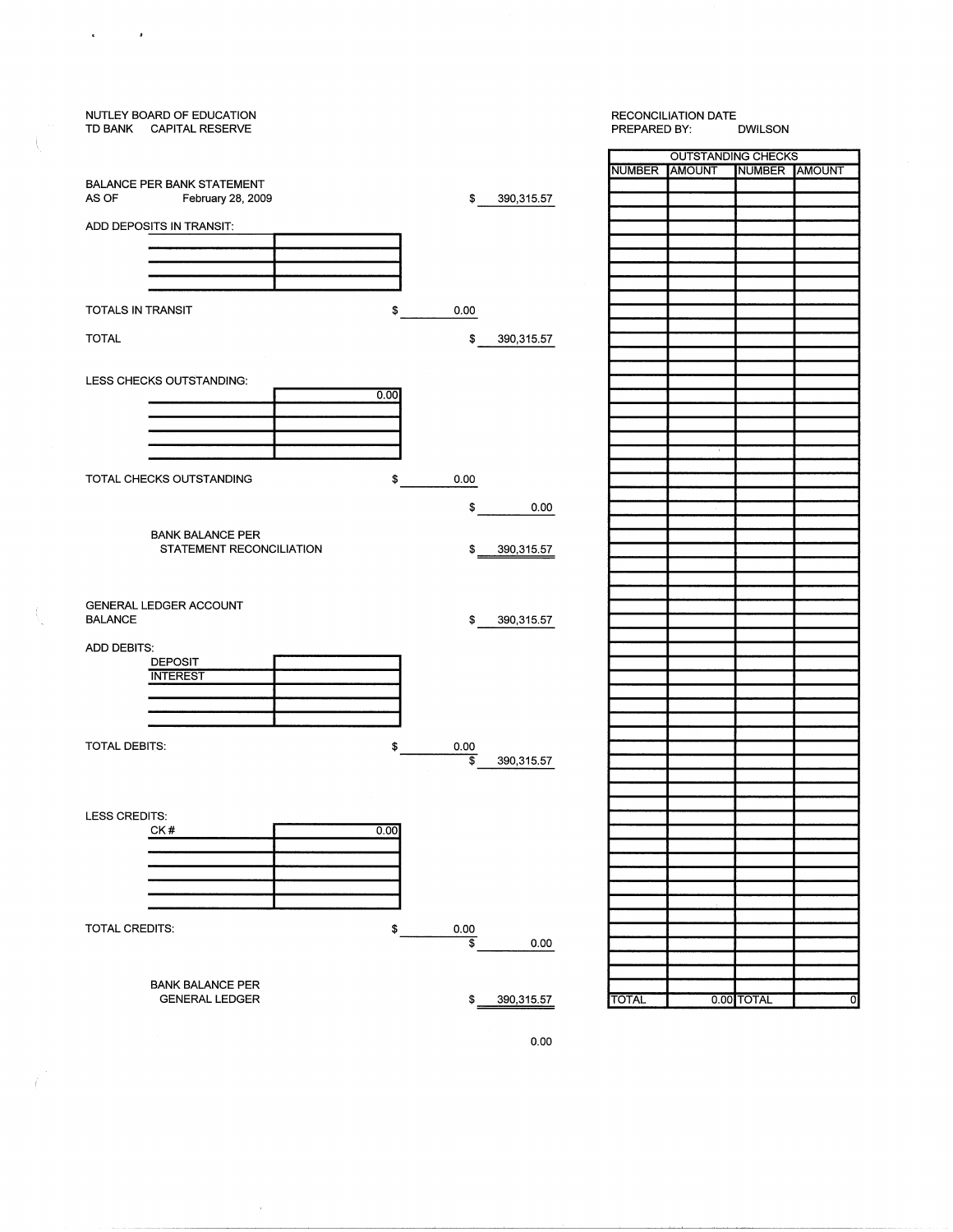NUTLEY BOARD OF EDUCATION
TD BANK CAPITAL RESERVE

RECONCILIATION DATE
PREPARED BY: DWILSON

BALANCE PER BANK STATEMENT
AS OF February 28, 2009 $ 390,315.57

ADD DEPOSITS IN TRANSIT:

| | |
|---|---|
| | |
| | |
| | |
| | |

TOTALS IN TRANSIT $ 0.00

TOTAL $ 390,315.57

LESS CHECKS OUTSTANDING:

| | |
|---|---|
| | 0.00 |
| | |
| | |
| | |
| | |

TOTAL CHECKS OUTSTANDING $ 0.00

$ 0.00

BANK BALANCE PER
STATEMENT RECONCILIATION $ 390,315.57

GENERAL LEDGER ACCOUNT
BALANCE $ 390,315.57

ADD DEBITS:

| | |
|---|---|
| DEPOSIT | |
| INTEREST | |
| | |
| | |
| | |

TOTAL DEBITS: $ 0.00

$ 390,315.57

LESS CREDITS:

| | |
|---|---|
| CK # | 0.00 |
| | |
| | |
| | |
| | |
| | |

TOTAL CREDITS: $ 0.00

$ 0.00

BANK BALANCE PER
GENERAL LEDGER $ 390,315.57

0.00

| OUTSTANDING CHECKS | | | |
|---|---|---|---|
| NUMBER | AMOUNT | NUMBER | AMOUNT |
| | | | |
| TOTAL | 0.00 | TOTAL | 0 |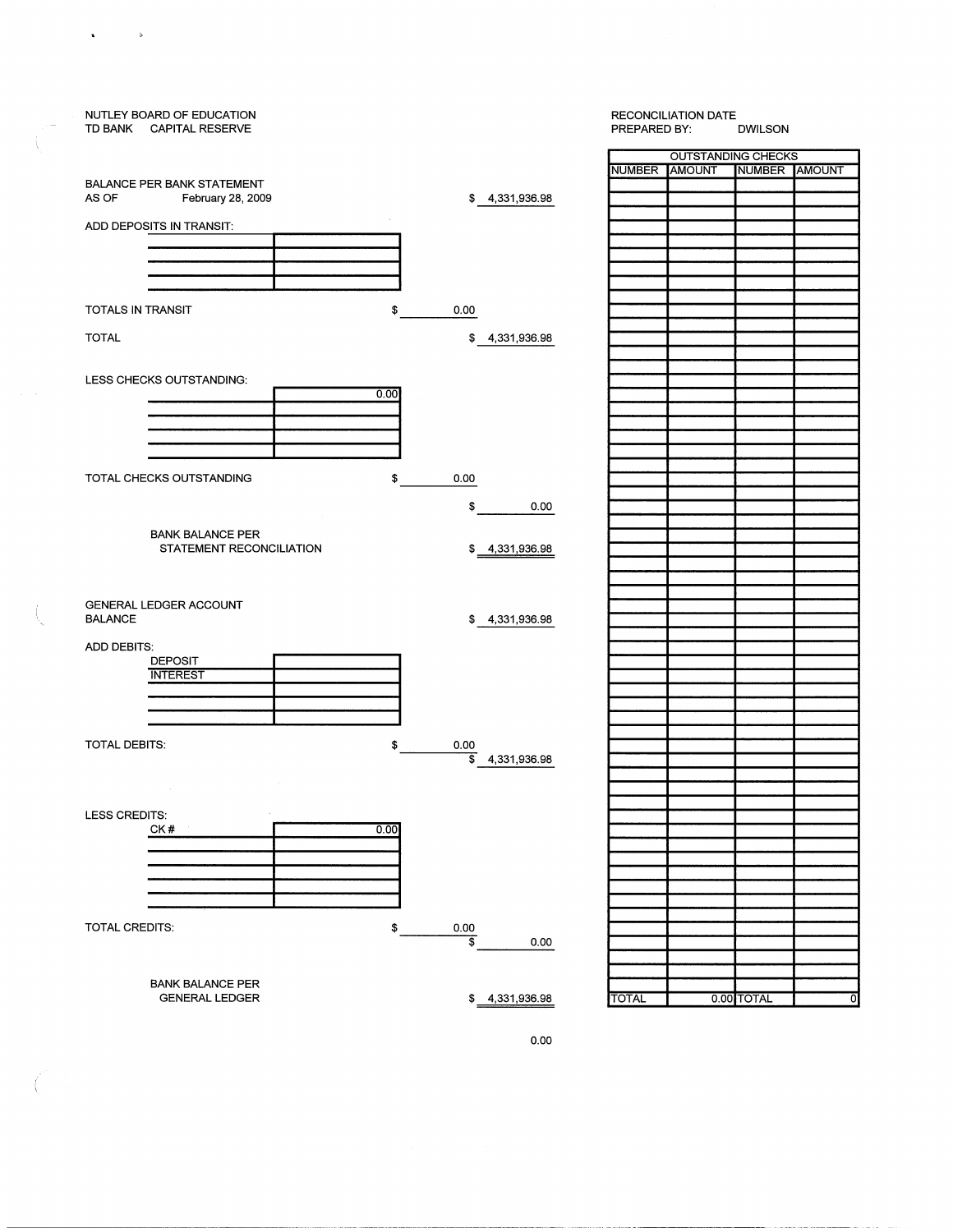NUTLEY BOARD OF EDUCATION
TD BANK     CAPITAL RESERVE

RECONCILIATION DATE
PREPARED BY:     DWILSON

BALANCE PER BANK STATEMENT
AS OF     February 28, 2009     $ 4,331,936.98

ADD DEPOSITS IN TRANSIT:

| | |
|---|---|
| | |
| | |
| | |
| | |

TOTALS IN TRANSIT     $ 0.00

TOTAL     $ 4,331,936.98

LESS CHECKS OUTSTANDING:

| | |
|---|---|
| | 0.00 |
| | |
| | |
| | |
| | |

TOTAL CHECKS OUTSTANDING     $ 0.00

$ 0.00

BANK BALANCE PER
STATEMENT RECONCILIATION     $ 4,331,936.98

GENERAL LEDGER ACCOUNT
BALANCE     $ 4,331,936.98

ADD DEBITS:

| | |
|---|---|
| DEPOSIT | |
| INTEREST | |
| | |
| | |
| | |

TOTAL DEBITS:     $ 0.00

$ 4,331,936.98

LESS CREDITS:

| | |
|---|---|
| CK # | 0.00 |
| | |
| | |
| | |
| | |
| | |

TOTAL CREDITS:     $ 0.00

$ 0.00

BANK BALANCE PER
GENERAL LEDGER     $ 4,331,936.98

0.00

| OUTSTANDING CHECKS | | | |
|---|---|---|---|
| NUMBER | AMOUNT | NUMBER | AMOUNT |
| TOTAL | 0.00 | TOTAL | 0 |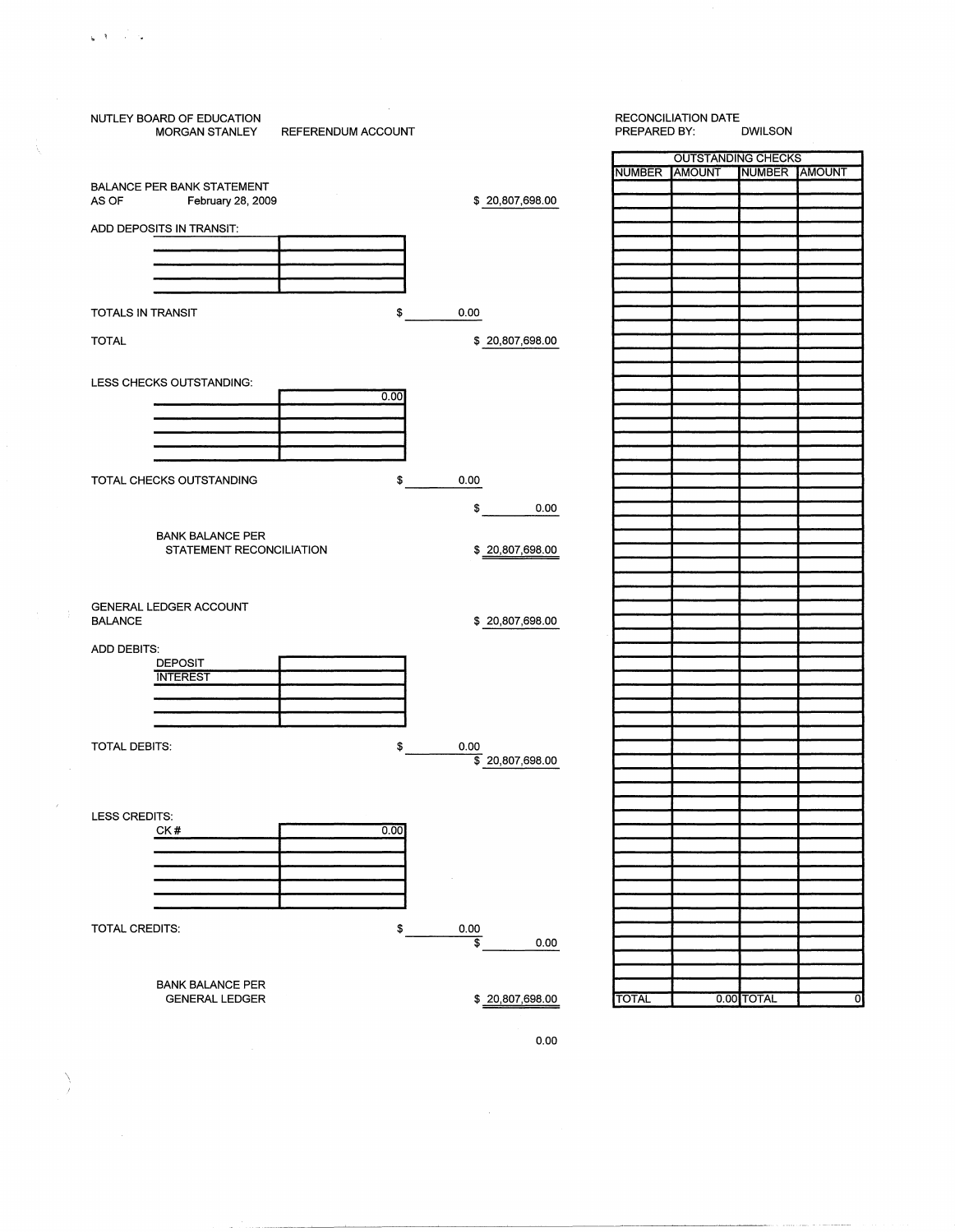NUTLEY BOARD OF EDUCATION
MORGAN STANLEY REFERENDUM ACCOUNT

RECONCILIATION DATE
PREPARED BY: DWILSON

BALANCE PER BANK STATEMENT
AS OF February 28, 2009 $ 20,807,698.00

ADD DEPOSITS IN TRANSIT:

| | |
|---|---|
| | |
| | |
| | |
| | |

TOTALS IN TRANSIT $ 0.00

TOTAL $ 20,807,698.00

LESS CHECKS OUTSTANDING:

| | |
|---|---|
| | 0.00 |
| | |
| | |
| | |
| | |

TOTAL CHECKS OUTSTANDING $ 0.00

$ 0.00

BANK BALANCE PER STATEMENT RECONCILIATION $ 20,807,698.00

GENERAL LEDGER ACCOUNT BALANCE $ 20,807,698.00

ADD DEBITS:

| | |
|---|---|
| DEPOSIT | |
| INTEREST | |
| | |
| | |
| | |

TOTAL DEBITS: $ 0.00

$ 20,807,698.00

LESS CREDITS:

| | |
|---|---|
| CK # | 0.00 |
| | |
| | |
| | |
| | |

TOTAL CREDITS: $ 0.00

$ 0.00

BANK BALANCE PER GENERAL LEDGER $ 20,807,698.00

0.00

| OUTSTANDING CHECKS | | | |
|---|---|---|---|
| NUMBER | AMOUNT | NUMBER | AMOUNT |
| TOTAL | 0.00 | TOTAL | 0 |